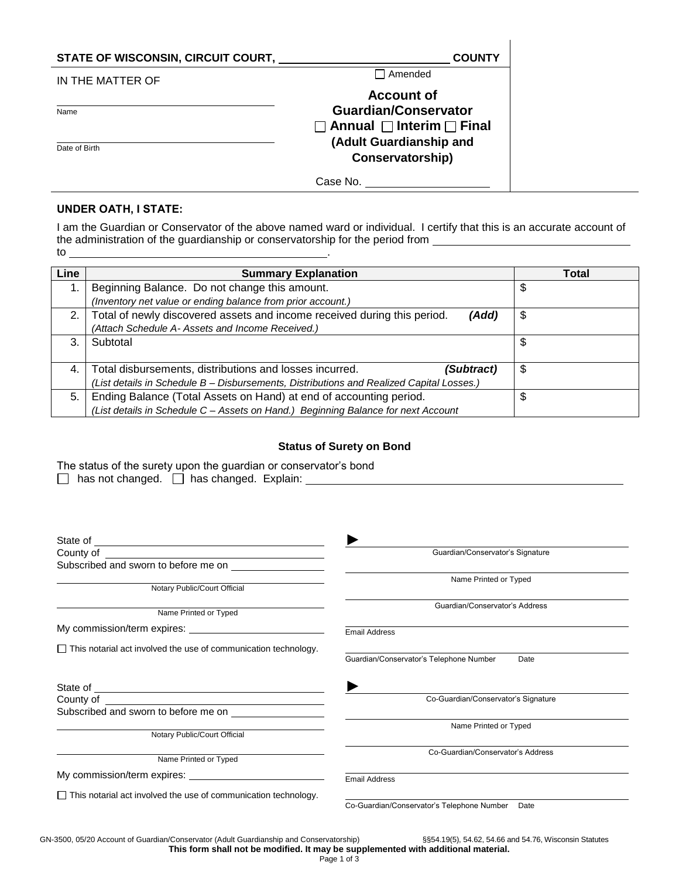**STATE OF WISCONSIN, CIRCUIT COURT, \_\_\_\_\_\_\_\_\_\_\_\_\_\_\_\_\_\_\_\_\_\_\_\_\_\_ COUNTY**

IN THE MATTER OF

\_\_\_\_\_\_\_\_\_\_\_\_\_\_\_\_\_\_\_\_\_\_\_\_\_\_\_\_\_\_\_\_\_\_\_\_\_\_
Name

\_\_\_\_\_\_\_\_\_\_\_\_\_\_\_\_\_\_\_\_\_\_\_\_\_\_\_\_\_\_\_\_\_\_\_\_\_\_
Date of Birth

☐ Amended

## Account of Guardian/Conservator
## ☐ Annual ☐ Interim ☐ Final
## (Adult Guardianship and Conservatorship)

Case No. \_\_\_\_\_\_\_\_\_\_\_\_\_\_\_\_\_\_\_\_

**UNDER OATH, I STATE:**

I am the Guardian or Conservator of the above named ward or individual. I certify that this is an accurate account of the administration of the guardianship or conservatorship for the period from \_\_\_\_\_\_\_\_\_\_\_\_\_\_\_\_\_\_\_\_\_\_\_\_\_\_\_\_\_\_\_\_
to \_\_\_\_\_\_\_\_\_\_\_\_\_\_\_\_\_\_\_\_\_\_\_\_\_\_\_\_\_\_\_\_\_\_\_\_\_\_\_\_\_\_.

| Line | Summary Explanation | Total |
|---|---|---|
| 1. | Beginning Balance. Do not change this amount. *(Inventory net value or ending balance from prior account.)* | $ |
| 2. | Total of newly discovered assets and income received during this period. ***(Add)*** *(Attach Schedule A- Assets and Income Received.)* | $ |
| 3. | Subtotal | $ |
| 4. | Total disbursements, distributions and losses incurred. ***(Subtract)*** *(List details in Schedule B – Disbursements, Distributions and Realized Capital Losses.)* | $ |
| 5. | Ending Balance (Total Assets on Hand) at end of accounting period. *(List details in Schedule C – Assets on Hand.) Beginning Balance for next Account* | $ |

### Status of Surety on Bond

The status of the surety upon the guardian or conservator's bond
☐ has not changed. ☐ has changed. Explain: \_\_\_\_\_\_\_\_\_\_\_\_\_\_\_\_\_\_\_\_\_\_\_\_\_\_\_\_\_\_\_\_\_\_\_\_\_\_\_\_\_\_\_\_\_\_

State of \_\_\_\_\_\_\_\_\_\_\_\_\_\_\_\_\_\_\_\_\_\_\_\_\_\_\_\_\_\_\_\_\_\_\_\_
County of \_\_\_\_\_\_\_\_\_\_\_\_\_\_\_\_\_\_\_\_\_\_\_\_\_\_\_\_\_\_\_\_\_\_\_
Subscribed and sworn to before me on \_\_\_\_\_\_\_\_\_\_\_\_\_\_\_\_

\_\_\_\_\_\_\_\_\_\_\_\_\_\_\_\_\_\_\_\_\_\_\_\_\_\_\_\_\_\_\_\_\_\_\_\_\_\_\_\_\_\_\_\_
Notary Public/Court Official

\_\_\_\_\_\_\_\_\_\_\_\_\_\_\_\_\_\_\_\_\_\_\_\_\_\_\_\_\_\_\_\_\_\_\_\_\_\_\_\_\_\_\_\_
Name Printed or Typed

My commission/term expires: \_\_\_\_\_\_\_\_\_\_\_\_\_\_\_\_\_\_\_\_\_\_\_\_

☐ This notarial act involved the use of communication technology.

► \_\_\_\_\_\_\_\_\_\_\_\_\_\_\_\_\_\_\_\_\_\_\_\_\_\_\_\_\_\_\_\_\_\_\_\_\_\_\_\_\_\_\_\_
Guardian/Conservator's Signature

\_\_\_\_\_\_\_\_\_\_\_\_\_\_\_\_\_\_\_\_\_\_\_\_\_\_\_\_\_\_\_\_\_\_\_\_\_\_\_\_\_\_\_\_
Name Printed or Typed

\_\_\_\_\_\_\_\_\_\_\_\_\_\_\_\_\_\_\_\_\_\_\_\_\_\_\_\_\_\_\_\_\_\_\_\_\_\_\_\_\_\_\_\_
Guardian/Conservator's Address

\_\_\_\_\_\_\_\_\_\_\_\_\_\_\_\_\_\_\_\_\_\_\_\_\_\_\_\_\_\_\_\_\_\_\_\_\_\_\_\_\_\_\_\_
Email Address

\_\_\_\_\_\_\_\_\_\_\_\_\_\_\_\_\_\_\_\_\_\_\_\_\_\_\_\_\_\_\_\_\_\_\_\_\_\_\_\_\_\_\_\_
Guardian/Conservator's Telephone Number Date

State of \_\_\_\_\_\_\_\_\_\_\_\_\_\_\_\_\_\_\_\_\_\_\_\_\_\_\_\_\_\_\_\_\_\_\_\_
County of \_\_\_\_\_\_\_\_\_\_\_\_\_\_\_\_\_\_\_\_\_\_\_\_\_\_\_\_\_\_\_\_\_\_\_
Subscribed and sworn to before me on \_\_\_\_\_\_\_\_\_\_\_\_\_\_\_\_

\_\_\_\_\_\_\_\_\_\_\_\_\_\_\_\_\_\_\_\_\_\_\_\_\_\_\_\_\_\_\_\_\_\_\_\_\_\_\_\_\_\_\_\_
Notary Public/Court Official

\_\_\_\_\_\_\_\_\_\_\_\_\_\_\_\_\_\_\_\_\_\_\_\_\_\_\_\_\_\_\_\_\_\_\_\_\_\_\_\_\_\_\_\_
Name Printed or Typed

My commission/term expires: \_\_\_\_\_\_\_\_\_\_\_\_\_\_\_\_\_\_\_\_\_\_\_\_

☐ This notarial act involved the use of communication technology.

► \_\_\_\_\_\_\_\_\_\_\_\_\_\_\_\_\_\_\_\_\_\_\_\_\_\_\_\_\_\_\_\_\_\_\_\_\_\_\_\_\_\_\_\_
Co-Guardian/Conservator's Signature

\_\_\_\_\_\_\_\_\_\_\_\_\_\_\_\_\_\_\_\_\_\_\_\_\_\_\_\_\_\_\_\_\_\_\_\_\_\_\_\_\_\_\_\_
Name Printed or Typed

\_\_\_\_\_\_\_\_\_\_\_\_\_\_\_\_\_\_\_\_\_\_\_\_\_\_\_\_\_\_\_\_\_\_\_\_\_\_\_\_\_\_\_\_
Co-Guardian/Conservator's Address

\_\_\_\_\_\_\_\_\_\_\_\_\_\_\_\_\_\_\_\_\_\_\_\_\_\_\_\_\_\_\_\_\_\_\_\_\_\_\_\_\_\_\_\_
Email Address

\_\_\_\_\_\_\_\_\_\_\_\_\_\_\_\_\_\_\_\_\_\_\_\_\_\_\_\_\_\_\_\_\_\_\_\_\_\_\_\_\_\_\_\_
Co-Guardian/Conservator's Telephone Number Date

GN-3500, 05/20 Account of Guardian/Conservator (Adult Guardianship and Conservatorship) §§54.19(5), 54.62, 54.66 and 54.76, Wisconsin Statutes
**This form shall not be modified. It may be supplemented with additional material.**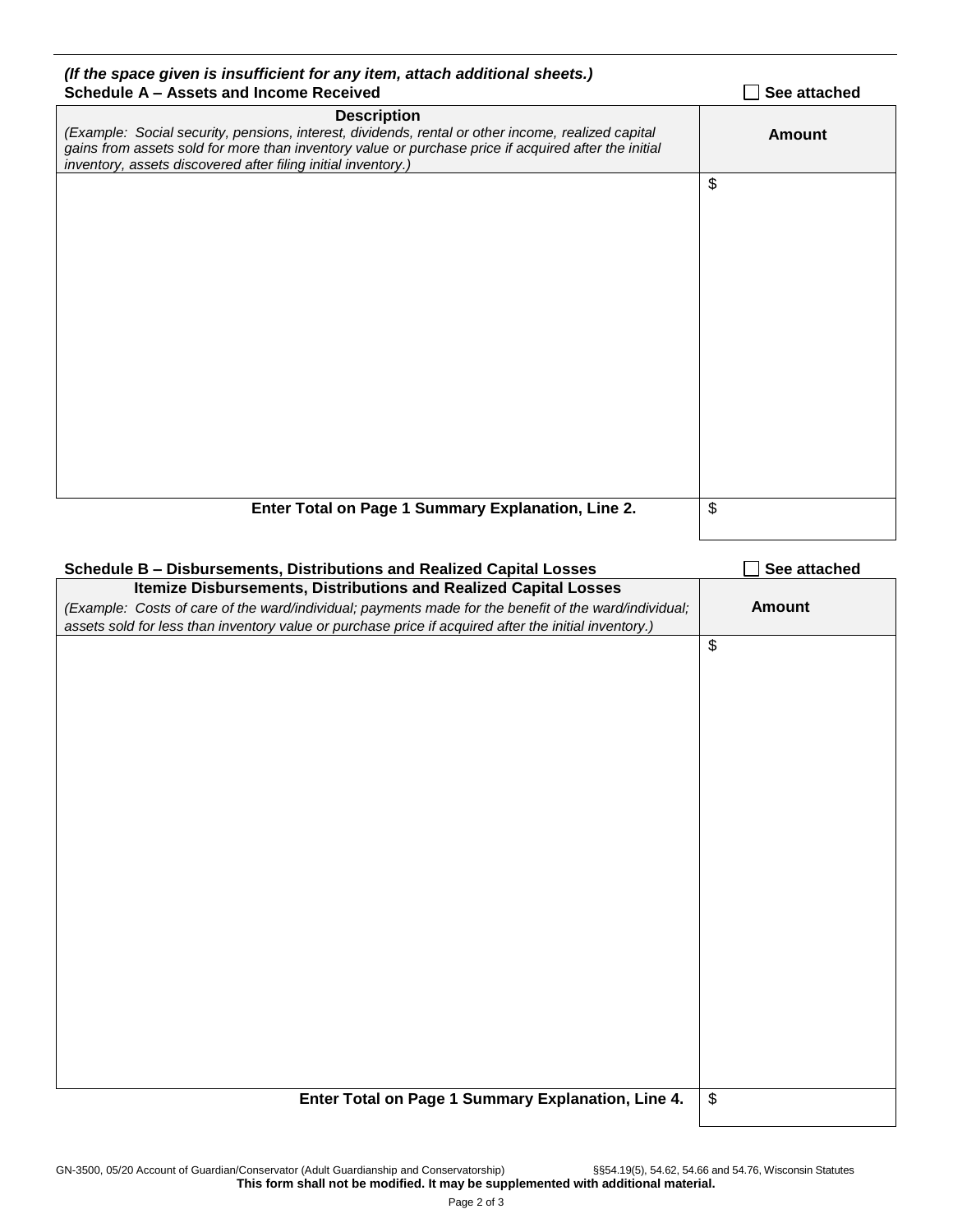***(If the space given is insufficient for any item, attach additional sheets.)***

**Schedule A – Assets and Income Received** ☐ **See attached**

| **Description**<br>*(Example: Social security, pensions, interest, dividends, rental or other income, realized capital gains from assets sold for more than inventory value or purchase price if acquired after the initial inventory, assets discovered after filing initial inventory.)* | **Amount** |
|---|---|
| | $ |
| **Enter Total on Page 1 Summary Explanation, Line 2.** | $ |

**Schedule B – Disbursements, Distributions and Realized Capital Losses** ☐ **See attached**

| **Itemize Disbursements, Distributions and Realized Capital Losses**<br>*(Example: Costs of care of the ward/individual; payments made for the benefit of the ward/individual; assets sold for less than inventory value or purchase price if acquired after the initial inventory.)* | **Amount** |
|---|---|
| | $ |
| **Enter Total on Page 1 Summary Explanation, Line 4.** | $ |

GN-3500, 05/20 Account of Guardian/Conservator (Adult Guardianship and Conservatorship) §§54.19(5), 54.62, 54.66 and 54.76, Wisconsin Statutes

**This form shall not be modified. It may be supplemented with additional material.**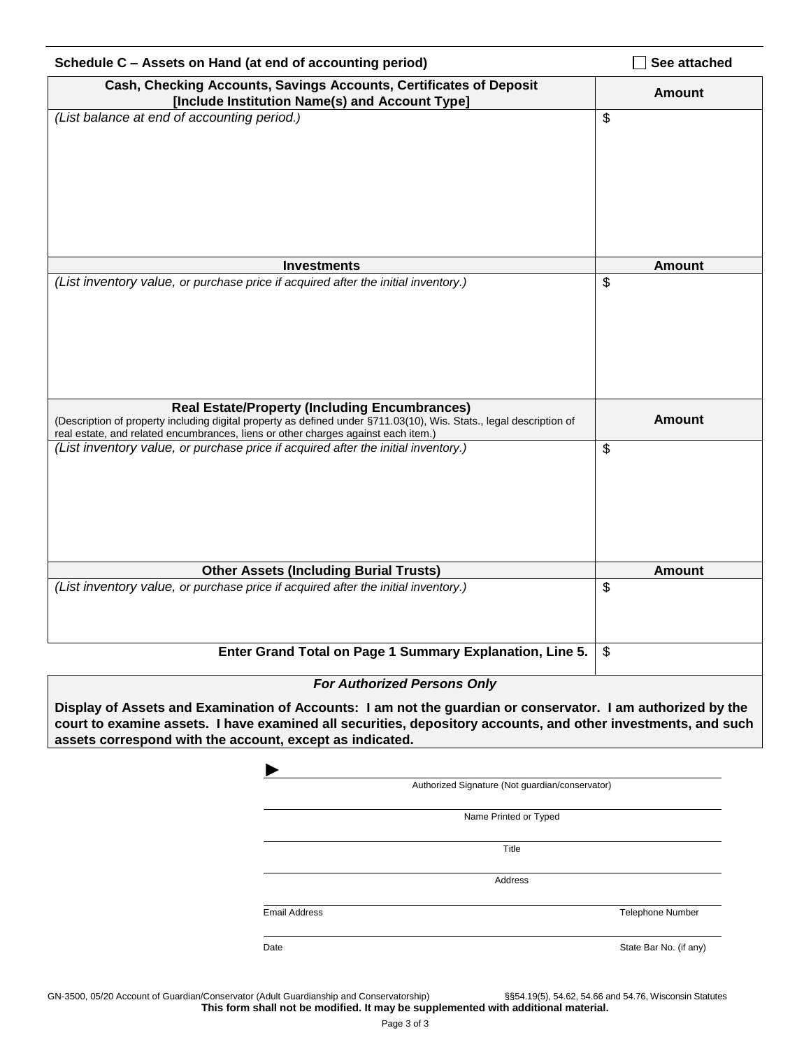**Schedule C – Assets on Hand (at end of accounting period)** ☐ **See attached**

| Cash, Checking Accounts, Savings Accounts, Certificates of Deposit [Include Institution Name(s) and Account Type] | Amount |
|---|---|
| *(List balance at end of accounting period.)* | $ |

| Investments | Amount |
|---|---|
| *(List inventory value, or purchase price if acquired after the initial inventory.)* | $ |

| Real Estate/Property (Including Encumbrances) (Description of property including digital property as defined under §711.03(10), Wis. Stats., legal description of real estate, and related encumbrances, liens or other charges against each item.) | Amount |
|---|---|
| *(List inventory value, or purchase price if acquired after the initial inventory.)* | $ |

| Other Assets (Including Burial Trusts) | Amount |
|---|---|
| *(List inventory value, or purchase price if acquired after the initial inventory.)* | $ |
| **Enter Grand Total on Page 1 Summary Explanation, Line 5.** | $ |

***For Authorized Persons Only***

**Display of Assets and Examination of Accounts: I am not the guardian or conservator. I am authorized by the court to examine assets. I have examined all securities, depository accounts, and other investments, and such assets correspond with the account, except as indicated.**

► ______________________________
Authorized Signature (Not guardian/conservator)

______________________________
Name Printed or Typed

______________________________
Title

______________________________
Address

______________________________
Email Address Telephone Number

______________________________
Date State Bar No. (if any)

GN-3500, 05/20 Account of Guardian/Conservator (Adult Guardianship and Conservatorship) §§54.19(5), 54.62, 54.66 and 54.76, Wisconsin Statutes

**This form shall not be modified. It may be supplemented with additional material.**